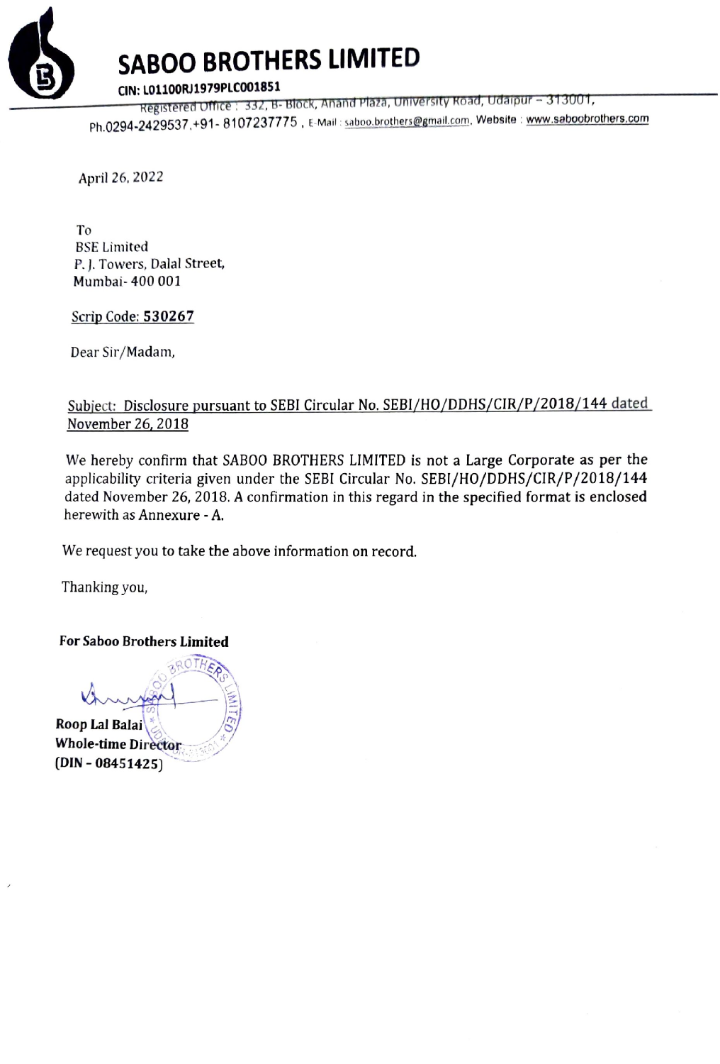# SABOO BROTHERS LIMITED

**CIN: L01100RJ1979PLC001851**

Registered Office : 332, B- Block, Anand Plaza, University Road, Udaipur – 313001,
Ph.0294-2429537,+91- 8107237775 , E-Mail : saboo.brothers@gmail.com, Website : www.saboobrothers.com

April 26, 2022

To
BSE Limited
P. J. Towers, Dalal Street,
Mumbai- 400 001

Scrip Code: **530267**

Dear Sir/Madam,

Subject: Disclosure pursuant to SEBI Circular No. SEBI/HO/DDHS/CIR/P/2018/144 dated November 26, 2018

We hereby confirm that SABOO BROTHERS LIMITED is not a Large Corporate as per the applicability criteria given under the SEBI Circular No. SEBI/HO/DDHS/CIR/P/2018/144 dated November 26, 2018. A confirmation in this regard in the specified format is enclosed herewith as Annexure - A.

We request you to take the above information on record.

Thanking you,

**For Saboo Brothers Limited**

**Roop Lal Balai**
**Whole-time Director**
**(DIN - 08451425)**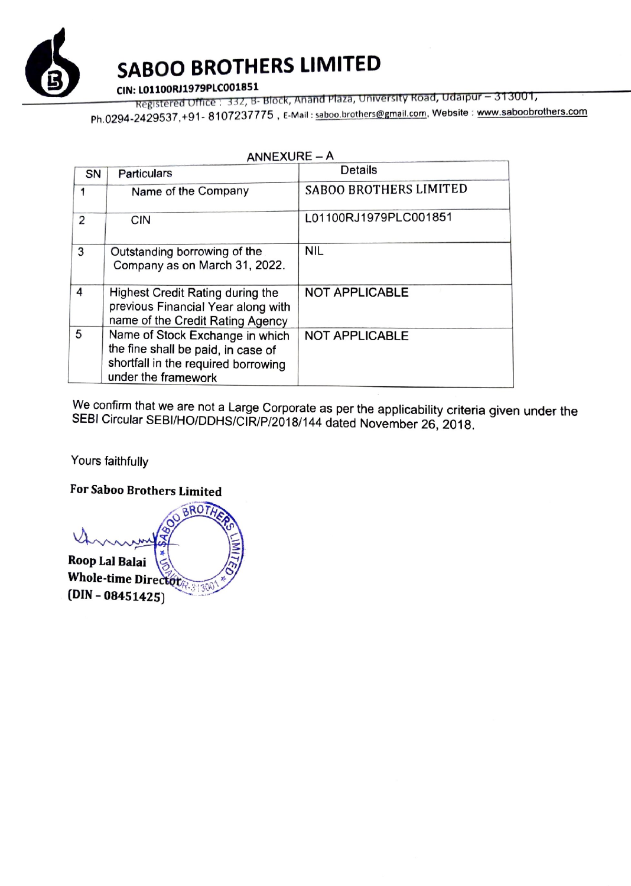# SABOO BROTHERS LIMITED

**CIN: L01100RJ1979PLC001851**

Registered Office : 332, B- Block, Anand Plaza, University Road, Udaipur – 313001,
Ph.0294-2429537,+91- 8107237775 , E-Mail : saboo.brothers@gmail.com, Website : www.saboobrothers.com

ANNEXURE – A

| SN | Particulars | Details |
|---|---|---|
| 1 | Name of the Company | SABOO BROTHERS LIMITED |
| 2 | CIN | L01100RJ1979PLC001851 |
| 3 | Outstanding borrowing of the Company as on March 31, 2022. | NIL |
| 4 | Highest Credit Rating during the previous Financial Year along with name of the Credit Rating Agency | NOT APPLICABLE |
| 5 | Name of Stock Exchange in which the fine shall be paid, in case of shortfall in the required borrowing under the framework | NOT APPLICABLE |

We confirm that we are not a Large Corporate as per the applicability criteria given under the SEBI Circular SEBI/HO/DDHS/CIR/P/2018/144 dated November 26, 2018.

Yours faithfully

**For Saboo Brothers Limited**

**Roop Lal Balai**
**Whole-time Director**
**(DIN – 08451425)**